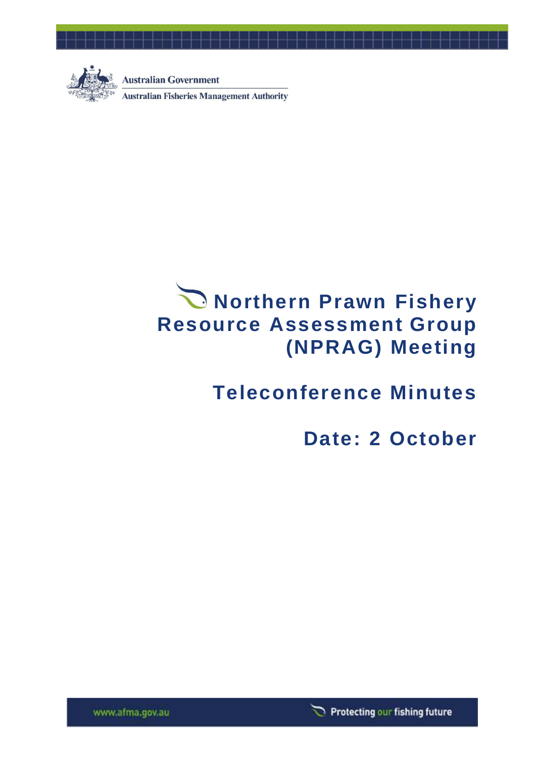Australian Government

Australian Fisheries Management Authority

# Northern Prawn Fishery Resource Assessment Group (NPRAG) Meeting

## Teleconference Minutes

## Date: 2 October

www.afma.gov.au

Protecting our fishing future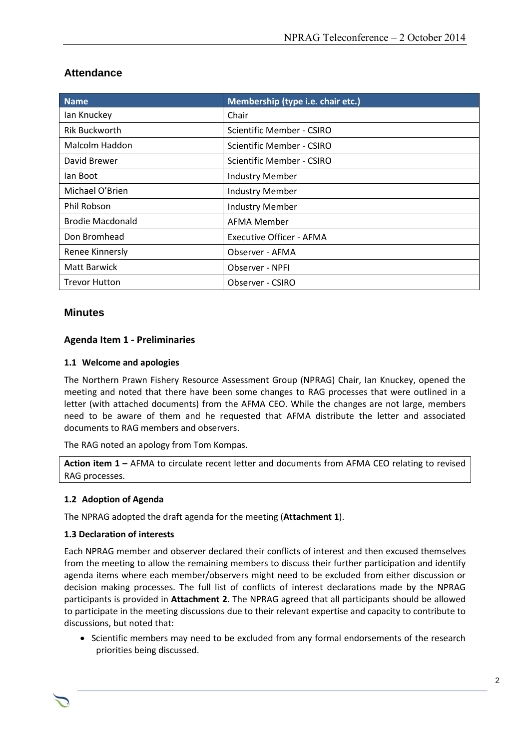## Attendance

| Name | Membership (type i.e. chair etc.) |
|---|---|
| Ian Knuckey | Chair |
| Rik Buckworth | Scientific Member - CSIRO |
| Malcolm Haddon | Scientific Member - CSIRO |
| David Brewer | Scientific Member - CSIRO |
| Ian Boot | Industry Member |
| Michael O'Brien | Industry Member |
| Phil Robson | Industry Member |
| Brodie Macdonald | AFMA Member |
| Don Bromhead | Executive Officer - AFMA |
| Renee Kinnersly | Observer - AFMA |
| Matt Barwick | Observer - NPFI |
| Trevor Hutton | Observer - CSIRO |

## Minutes

### Agenda Item 1 - Preliminaries

#### 1.1 Welcome and apologies

The Northern Prawn Fishery Resource Assessment Group (NPRAG) Chair, Ian Knuckey, opened the meeting and noted that there have been some changes to RAG processes that were outlined in a letter (with attached documents) from the AFMA CEO. While the changes are not large, members need to be aware of them and he requested that AFMA distribute the letter and associated documents to RAG members and observers.

The RAG noted an apology from Tom Kompas.

**Action item 1 –** AFMA to circulate recent letter and documents from AFMA CEO relating to revised RAG processes.

#### 1.2 Adoption of Agenda

The NPRAG adopted the draft agenda for the meeting (**Attachment 1**).

#### 1.3 Declaration of interests

Each NPRAG member and observer declared their conflicts of interest and then excused themselves from the meeting to allow the remaining members to discuss their further participation and identify agenda items where each member/observers might need to be excluded from either discussion or decision making processes. The full list of conflicts of interest declarations made by the NPRAG participants is provided in **Attachment 2**. The NPRAG agreed that all participants should be allowed to participate in the meeting discussions due to their relevant expertise and capacity to contribute to discussions, but noted that:

- Scientific members may need to be excluded from any formal endorsements of the research priorities being discussed.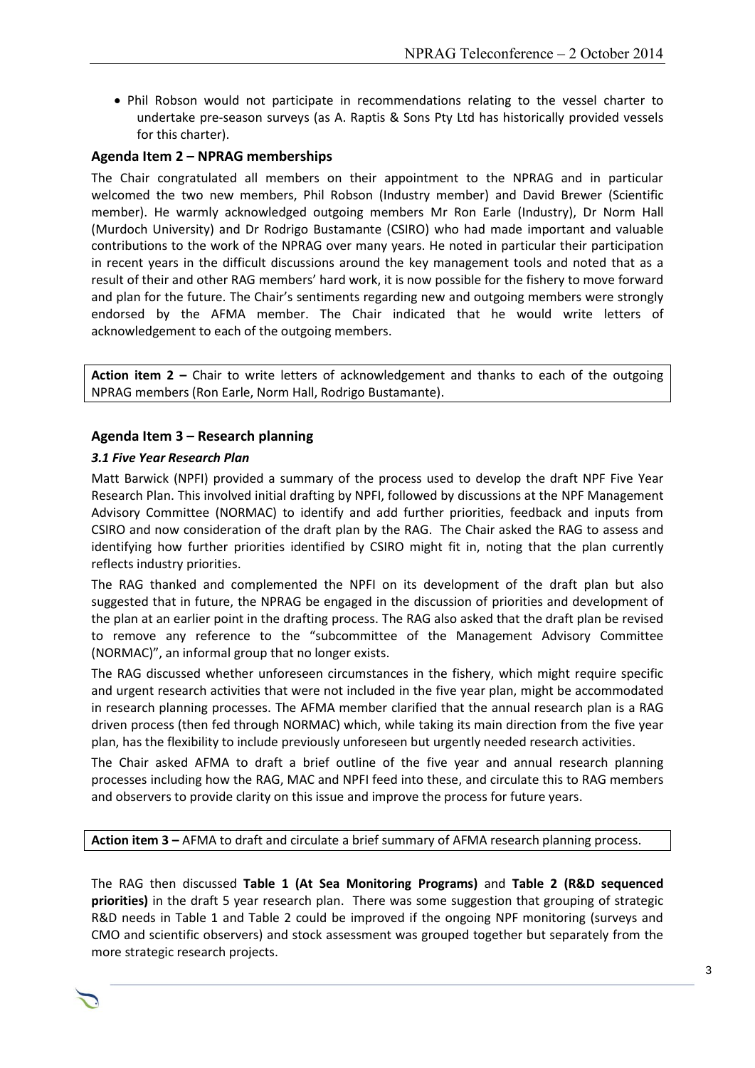- Phil Robson would not participate in recommendations relating to the vessel charter to undertake pre-season surveys (as A. Raptis & Sons Pty Ltd has historically provided vessels for this charter).

## Agenda Item 2 – NPRAG memberships

The Chair congratulated all members on their appointment to the NPRAG and in particular welcomed the two new members, Phil Robson (Industry member) and David Brewer (Scientific member). He warmly acknowledged outgoing members Mr Ron Earle (Industry), Dr Norm Hall (Murdoch University) and Dr Rodrigo Bustamante (CSIRO) who had made important and valuable contributions to the work of the NPRAG over many years. He noted in particular their participation in recent years in the difficult discussions around the key management tools and noted that as a result of their and other RAG members' hard work, it is now possible for the fishery to move forward and plan for the future. The Chair's sentiments regarding new and outgoing members were strongly endorsed by the AFMA member. The Chair indicated that he would write letters of acknowledgement to each of the outgoing members.

| **Action item 2 –** Chair to write letters of acknowledgement and thanks to each of the outgoing NPRAG members (Ron Earle, Norm Hall, Rodrigo Bustamante). |
|---|

## Agenda Item 3 – Research planning

### *3.1 Five Year Research Plan*

Matt Barwick (NPFI) provided a summary of the process used to develop the draft NPF Five Year Research Plan. This involved initial drafting by NPFI, followed by discussions at the NPF Management Advisory Committee (NORMAC) to identify and add further priorities, feedback and inputs from CSIRO and now consideration of the draft plan by the RAG. The Chair asked the RAG to assess and identifying how further priorities identified by CSIRO might fit in, noting that the plan currently reflects industry priorities.

The RAG thanked and complemented the NPFI on its development of the draft plan but also suggested that in future, the NPRAG be engaged in the discussion of priorities and development of the plan at an earlier point in the drafting process. The RAG also asked that the draft plan be revised to remove any reference to the "subcommittee of the Management Advisory Committee (NORMAC)", an informal group that no longer exists.

The RAG discussed whether unforeseen circumstances in the fishery, which might require specific and urgent research activities that were not included in the five year plan, might be accommodated in research planning processes. The AFMA member clarified that the annual research plan is a RAG driven process (then fed through NORMAC) which, while taking its main direction from the five year plan, has the flexibility to include previously unforeseen but urgently needed research activities.

The Chair asked AFMA to draft a brief outline of the five year and annual research planning processes including how the RAG, MAC and NPFI feed into these, and circulate this to RAG members and observers to provide clarity on this issue and improve the process for future years.

| **Action item 3 –** AFMA to draft and circulate a brief summary of AFMA research planning process. |
|---|

The RAG then discussed **Table 1 (At Sea Monitoring Programs)** and **Table 2 (R&D sequenced priorities)** in the draft 5 year research plan. There was some suggestion that grouping of strategic R&D needs in Table 1 and Table 2 could be improved if the ongoing NPF monitoring (surveys and CMO and scientific observers) and stock assessment was grouped together but separately from the more strategic research projects.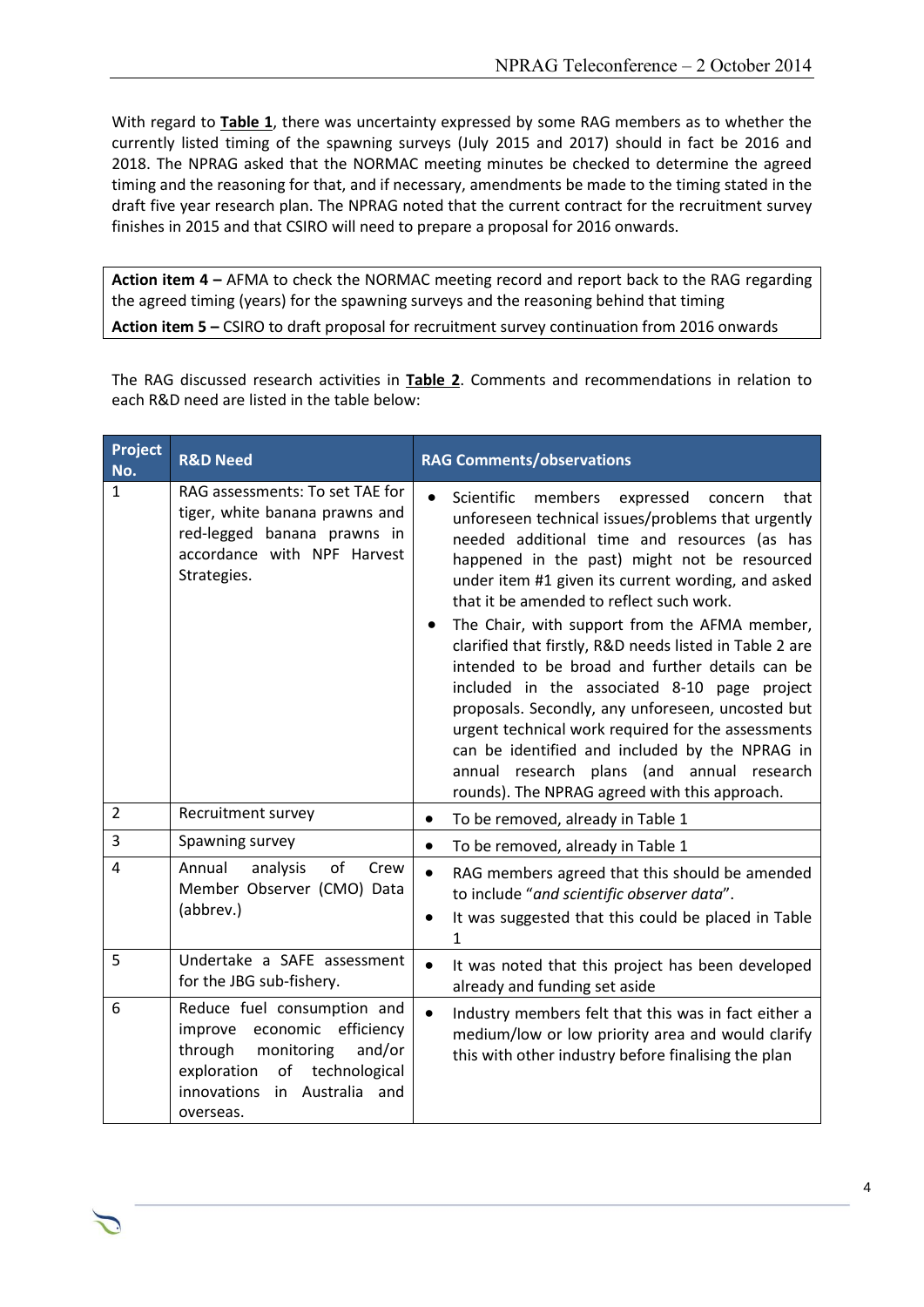With regard to **Table 1**, there was uncertainty expressed by some RAG members as to whether the currently listed timing of the spawning surveys (July 2015 and 2017) should in fact be 2016 and 2018. The NPRAG asked that the NORMAC meeting minutes be checked to determine the agreed timing and the reasoning for that, and if necessary, amendments be made to the timing stated in the draft five year research plan. The NPRAG noted that the current contract for the recruitment survey finishes in 2015 and that CSIRO will need to prepare a proposal for 2016 onwards.

> **Action item 4 –** AFMA to check the NORMAC meeting record and report back to the RAG regarding the agreed timing (years) for the spawning surveys and the reasoning behind that timing
>
> **Action item 5 –** CSIRO to draft proposal for recruitment survey continuation from 2016 onwards

The RAG discussed research activities in **Table 2**. Comments and recommendations in relation to each R&D need are listed in the table below:

| Project No. | R&D Need | RAG Comments/observations |
|---|---|---|
| 1 | RAG assessments: To set TAE for tiger, white banana prawns and red-legged banana prawns in accordance with NPF Harvest Strategies. | • Scientific members expressed concern that unforeseen technical issues/problems that urgently needed additional time and resources (as has happened in the past) might not be resourced under item #1 given its current wording, and asked that it be amended to reflect such work.<br>• The Chair, with support from the AFMA member, clarified that firstly, R&D needs listed in Table 2 are intended to be broad and further details can be included in the associated 8-10 page project proposals. Secondly, any unforeseen, uncosted but urgent technical work required for the assessments can be identified and included by the NPRAG in annual research plans (and annual research rounds). The NPRAG agreed with this approach. |
| 2 | Recruitment survey | • To be removed, already in Table 1 |
| 3 | Spawning survey | • To be removed, already in Table 1 |
| 4 | Annual analysis of Crew Member Observer (CMO) Data (abbrev.) | • RAG members agreed that this should be amended to include "*and scientific observer data*".<br>• It was suggested that this could be placed in Table 1 |
| 5 | Undertake a SAFE assessment for the JBG sub-fishery. | • It was noted that this project has been developed already and funding set aside |
| 6 | Reduce fuel consumption and improve economic efficiency through monitoring and/or exploration of technological innovations in Australia and overseas. | • Industry members felt that this was in fact either a medium/low or low priority area and would clarify this with other industry before finalising the plan |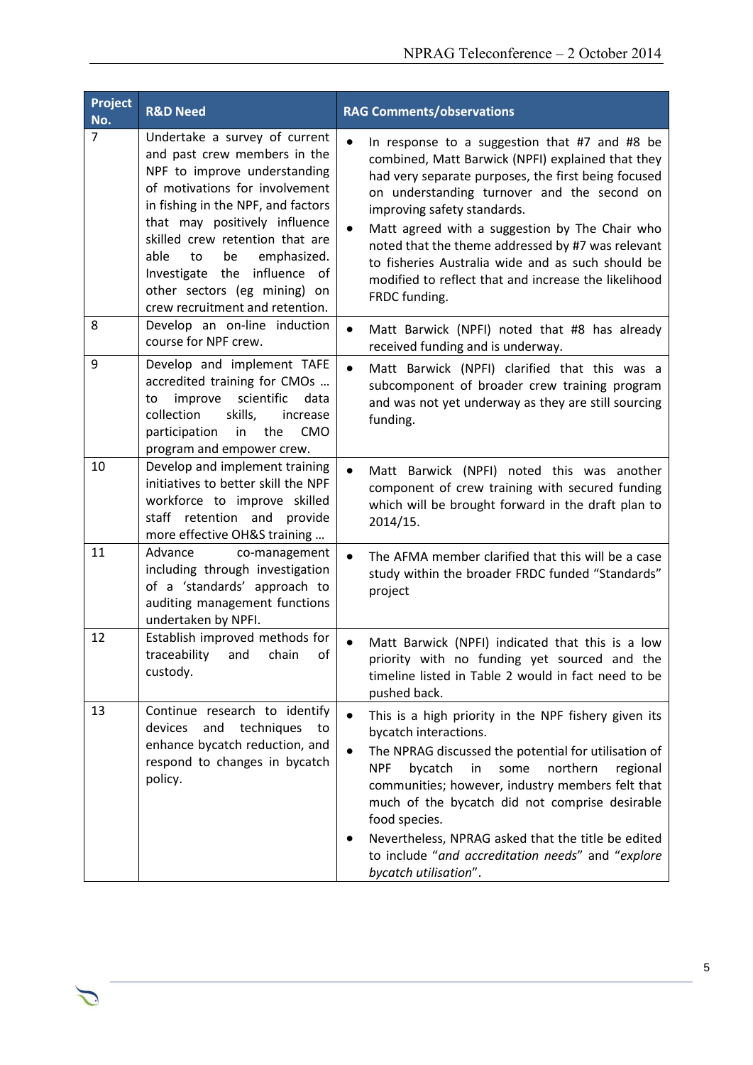| Project No. | R&D Need | RAG Comments/observations |
|---|---|---|
| 7 | Undertake a survey of current and past crew members in the NPF to improve understanding of motivations for involvement in fishing in the NPF, and factors that may positively influence skilled crew retention that are able to be emphasized. Investigate the influence of other sectors (eg mining) on crew recruitment and retention. | • In response to a suggestion that #7 and #8 be combined, Matt Barwick (NPFI) explained that they had very separate purposes, the first being focused on understanding turnover and the second on improving safety standards.<br>• Matt agreed with a suggestion by The Chair who noted that the theme addressed by #7 was relevant to fisheries Australia wide and as such should be modified to reflect that and increase the likelihood FRDC funding. |
| 8 | Develop an on-line induction course for NPF crew. | • Matt Barwick (NPFI) noted that #8 has already received funding and is underway. |
| 9 | Develop and implement TAFE accredited training for CMOs … to improve scientific data collection skills, increase participation in the CMO program and empower crew. | • Matt Barwick (NPFI) clarified that this was a subcomponent of broader crew training program and was not yet underway as they are still sourcing funding. |
| 10 | Develop and implement training initiatives to better skill the NPF workforce to improve skilled staff retention and provide more effective OH&S training … | • Matt Barwick (NPFI) noted this was another component of crew training with secured funding which will be brought forward in the draft plan to 2014/15. |
| 11 | Advance co-management including through investigation of a 'standards' approach to auditing management functions undertaken by NPFI. | • The AFMA member clarified that this will be a case study within the broader FRDC funded "Standards" project |
| 12 | Establish improved methods for traceability and chain of custody. | • Matt Barwick (NPFI) indicated that this is a low priority with no funding yet sourced and the timeline listed in Table 2 would in fact need to be pushed back. |
| 13 | Continue research to identify devices and techniques to enhance bycatch reduction, and respond to changes in bycatch policy. | • This is a high priority in the NPF fishery given its bycatch interactions.<br>• The NPRAG discussed the potential for utilisation of NPF bycatch in some northern regional communities; however, industry members felt that much of the bycatch did not comprise desirable food species.<br>• Nevertheless, NPRAG asked that the title be edited to include "*and accreditation needs*" and "*explore bycatch utilisation*". |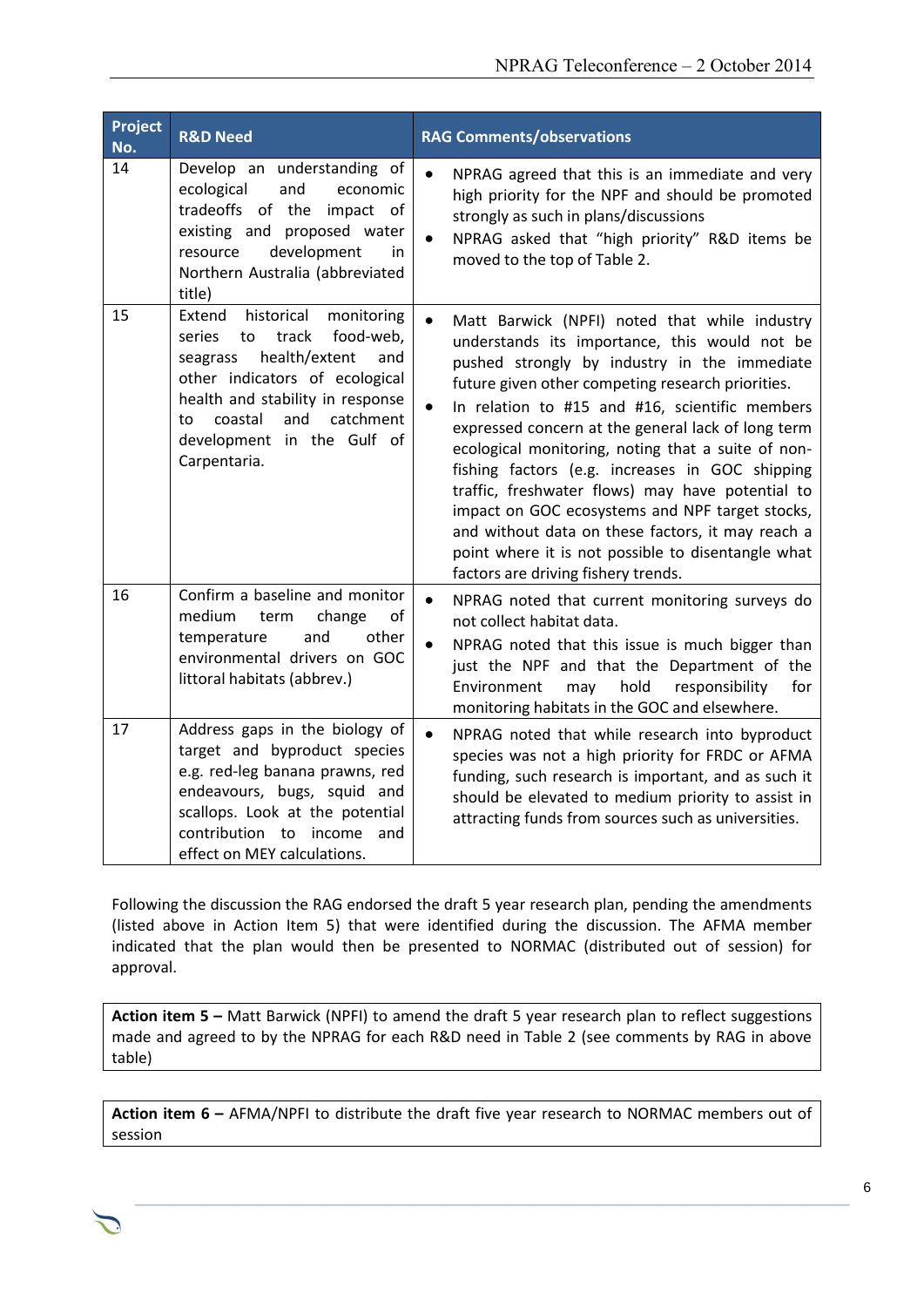| Project No. | R&D Need | RAG Comments/observations |
|---|---|---|
| 14 | Develop an understanding of ecological and economic tradeoffs of the impact of existing and proposed water resource development in Northern Australia (abbreviated title) | • NPRAG agreed that this is an immediate and very high priority for the NPF and should be promoted strongly as such in plans/discussions<br>• NPRAG asked that "high priority" R&D items be moved to the top of Table 2. |
| 15 | Extend historical monitoring series to track food-web, seagrass health/extent and other indicators of ecological health and stability in response to coastal and catchment development in the Gulf of Carpentaria. | • Matt Barwick (NPFI) noted that while industry understands its importance, this would not be pushed strongly by industry in the immediate future given other competing research priorities.<br>• In relation to #15 and #16, scientific members expressed concern at the general lack of long term ecological monitoring, noting that a suite of non-fishing factors (e.g. increases in GOC shipping traffic, freshwater flows) may have potential to impact on GOC ecosystems and NPF target stocks, and without data on these factors, it may reach a point where it is not possible to disentangle what factors are driving fishery trends. |
| 16 | Confirm a baseline and monitor medium term change of temperature and other environmental drivers on GOC littoral habitats (abbrev.) | • NPRAG noted that current monitoring surveys do not collect habitat data.<br>• NPRAG noted that this issue is much bigger than just the NPF and that the Department of the Environment may hold responsibility for monitoring habitats in the GOC and elsewhere. |
| 17 | Address gaps in the biology of target and byproduct species e.g. red-leg banana prawns, red endeavours, bugs, squid and scallops. Look at the potential contribution to income and effect on MEY calculations. | • NPRAG noted that while research into byproduct species was not a high priority for FRDC or AFMA funding, such research is important, and as such it should be elevated to medium priority to assist in attracting funds from sources such as universities. |

Following the discussion the RAG endorsed the draft 5 year research plan, pending the amendments (listed above in Action Item 5) that were identified during the discussion. The AFMA member indicated that the plan would then be presented to NORMAC (distributed out of session) for approval.

**Action item 5 –** Matt Barwick (NPFI) to amend the draft 5 year research plan to reflect suggestions made and agreed to by the NPRAG for each R&D need in Table 2 (see comments by RAG in above table)

**Action item 6 –** AFMA/NPFI to distribute the draft five year research to NORMAC members out of session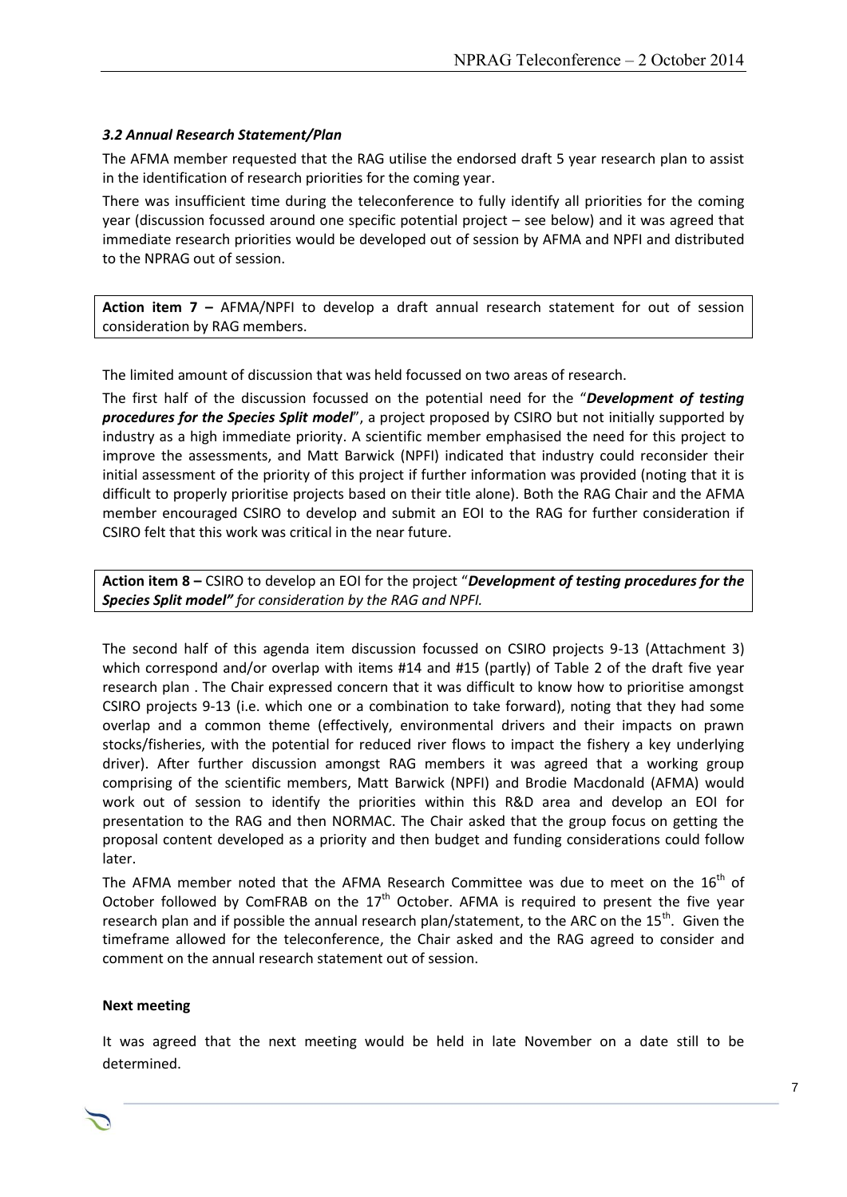### *3.2 Annual Research Statement/Plan*

The AFMA member requested that the RAG utilise the endorsed draft 5 year research plan to assist in the identification of research priorities for the coming year.

There was insufficient time during the teleconference to fully identify all priorities for the coming year (discussion focussed around one specific potential project – see below) and it was agreed that immediate research priorities would be developed out of session by AFMA and NPFI and distributed to the NPRAG out of session.

**Action item 7 –** AFMA/NPFI to develop a draft annual research statement for out of session consideration by RAG members.

The limited amount of discussion that was held focussed on two areas of research.

The first half of the discussion focussed on the potential need for the "***Development of testing procedures for the Species Split model***", a project proposed by CSIRO but not initially supported by industry as a high immediate priority. A scientific member emphasised the need for this project to improve the assessments, and Matt Barwick (NPFI) indicated that industry could reconsider their initial assessment of the priority of this project if further information was provided (noting that it is difficult to properly prioritise projects based on their title alone). Both the RAG Chair and the AFMA member encouraged CSIRO to develop and submit an EOI to the RAG for further consideration if CSIRO felt that this work was critical in the near future.

**Action item 8 –** CSIRO to develop an EOI for the project "***Development of testing procedures for the Species Split model"*** *for consideration by the RAG and NPFI.*

The second half of this agenda item discussion focussed on CSIRO projects 9-13 (Attachment 3) which correspond and/or overlap with items #14 and #15 (partly) of Table 2 of the draft five year research plan . The Chair expressed concern that it was difficult to know how to prioritise amongst CSIRO projects 9-13 (i.e. which one or a combination to take forward), noting that they had some overlap and a common theme (effectively, environmental drivers and their impacts on prawn stocks/fisheries, with the potential for reduced river flows to impact the fishery a key underlying driver). After further discussion amongst RAG members it was agreed that a working group comprising of the scientific members, Matt Barwick (NPFI) and Brodie Macdonald (AFMA) would work out of session to identify the priorities within this R&D area and develop an EOI for presentation to the RAG and then NORMAC. The Chair asked that the group focus on getting the proposal content developed as a priority and then budget and funding considerations could follow later.

The AFMA member noted that the AFMA Research Committee was due to meet on the 16th of October followed by ComFRAB on the 17th October. AFMA is required to present the five year research plan and if possible the annual research plan/statement, to the ARC on the 15th. Given the timeframe allowed for the teleconference, the Chair asked and the RAG agreed to consider and comment on the annual research statement out of session.

**Next meeting**

It was agreed that the next meeting would be held in late November on a date still to be determined.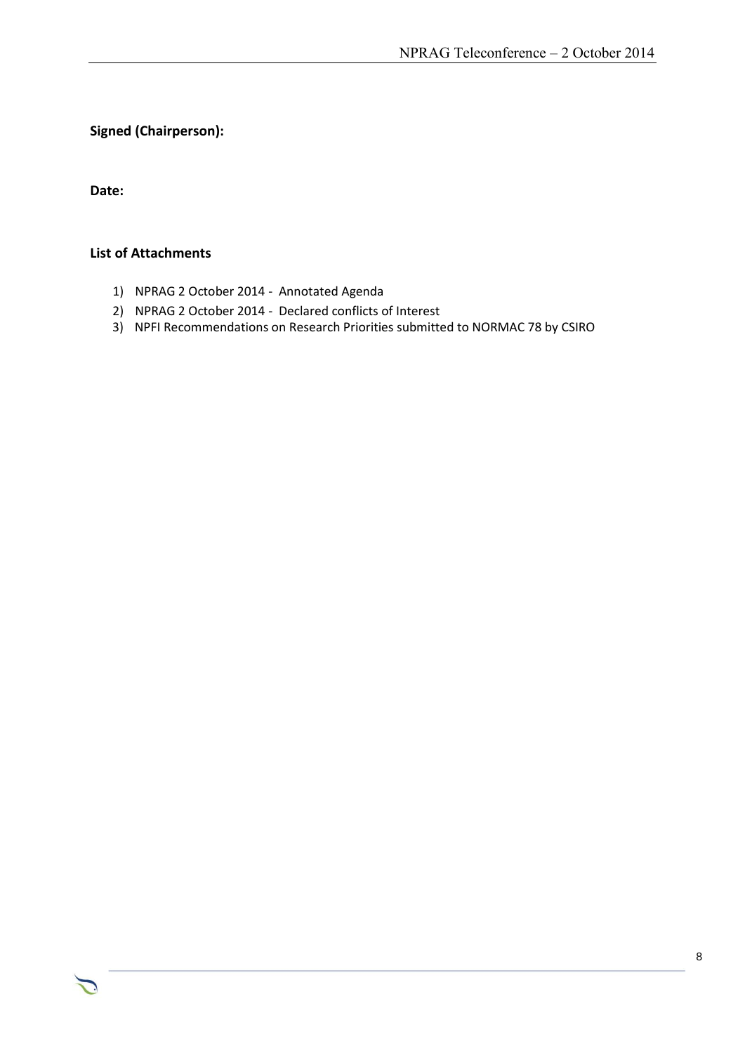**Signed (Chairperson):**

**Date:**

**List of Attachments**

1) NPRAG 2 October 2014 - Annotated Agenda
2) NPRAG 2 October 2014 - Declared conflicts of Interest
3) NPFI Recommendations on Research Priorities submitted to NORMAC 78 by CSIRO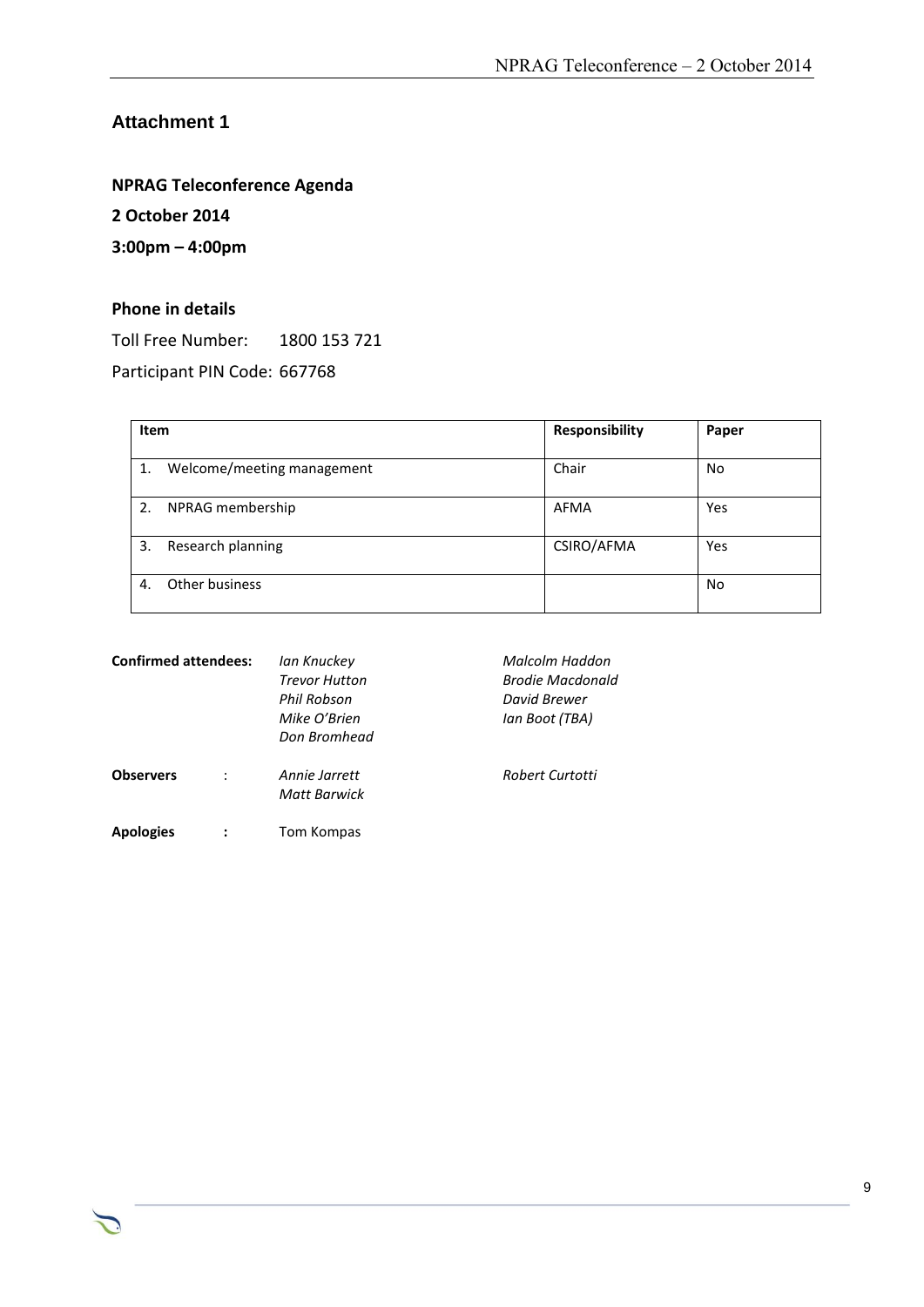## Attachment 1

**NPRAG Teleconference Agenda**

**2 October 2014**

**3:00pm – 4:00pm**

**Phone in details**

Toll Free Number: 1800 153 721

Participant PIN Code: 667768

| Item | Responsibility | Paper |
|---|---|---|
| 1. Welcome/meeting management | Chair | No |
| 2. NPRAG membership | AFMA | Yes |
| 3. Research planning | CSIRO/AFMA | Yes |
| 4. Other business | | No |

**Confirmed attendees:**

*Ian Knuckey*
*Trevor Hutton*
*Phil Robson*
*Mike O'Brien*
*Don Bromhead*
*Malcolm Haddon*
*Brodie Macdonald*
*David Brewer*
*Ian Boot (TBA)*

**Observers** :

*Annie Jarrett*
*Matt Barwick*
*Robert Curtotti*

**Apologies** :

Tom Kompas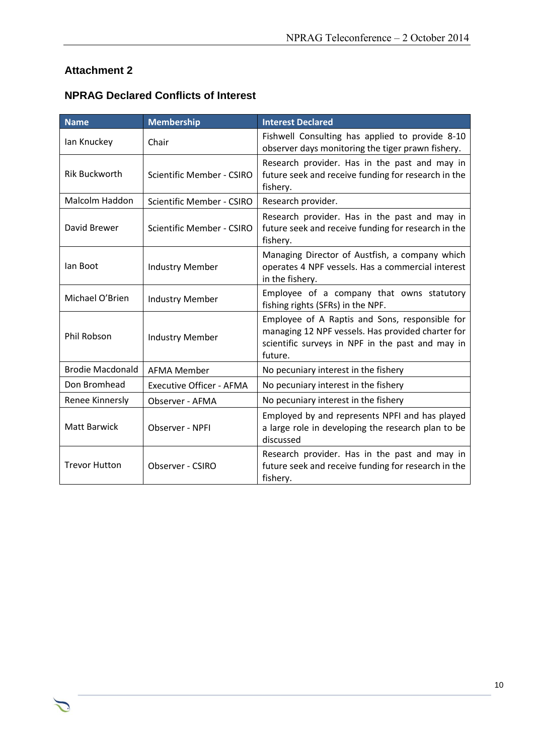## Attachment 2

### NPRAG Declared Conflicts of Interest

| Name | Membership | Interest Declared |
|---|---|---|
| Ian Knuckey | Chair | Fishwell Consulting has applied to provide 8-10 observer days monitoring the tiger prawn fishery. |
| Rik Buckworth | Scientific Member - CSIRO | Research provider. Has in the past and may in future seek and receive funding for research in the fishery. |
| Malcolm Haddon | Scientific Member - CSIRO | Research provider. |
| David Brewer | Scientific Member - CSIRO | Research provider. Has in the past and may in future seek and receive funding for research in the fishery. |
| Ian Boot | Industry Member | Managing Director of Austfish, a company which operates 4 NPF vessels. Has a commercial interest in the fishery. |
| Michael O'Brien | Industry Member | Employee of a company that owns statutory fishing rights (SFRs) in the NPF. |
| Phil Robson | Industry Member | Employee of A Raptis and Sons, responsible for managing 12 NPF vessels. Has provided charter for scientific surveys in NPF in the past and may in future. |
| Brodie Macdonald | AFMA Member | No pecuniary interest in the fishery |
| Don Bromhead | Executive Officer - AFMA | No pecuniary interest in the fishery |
| Renee Kinnersly | Observer - AFMA | No pecuniary interest in the fishery |
| Matt Barwick | Observer - NPFI | Employed by and represents NPFI and has played a large role in developing the research plan to be discussed |
| Trevor Hutton | Observer - CSIRO | Research provider. Has in the past and may in future seek and receive funding for research in the fishery. |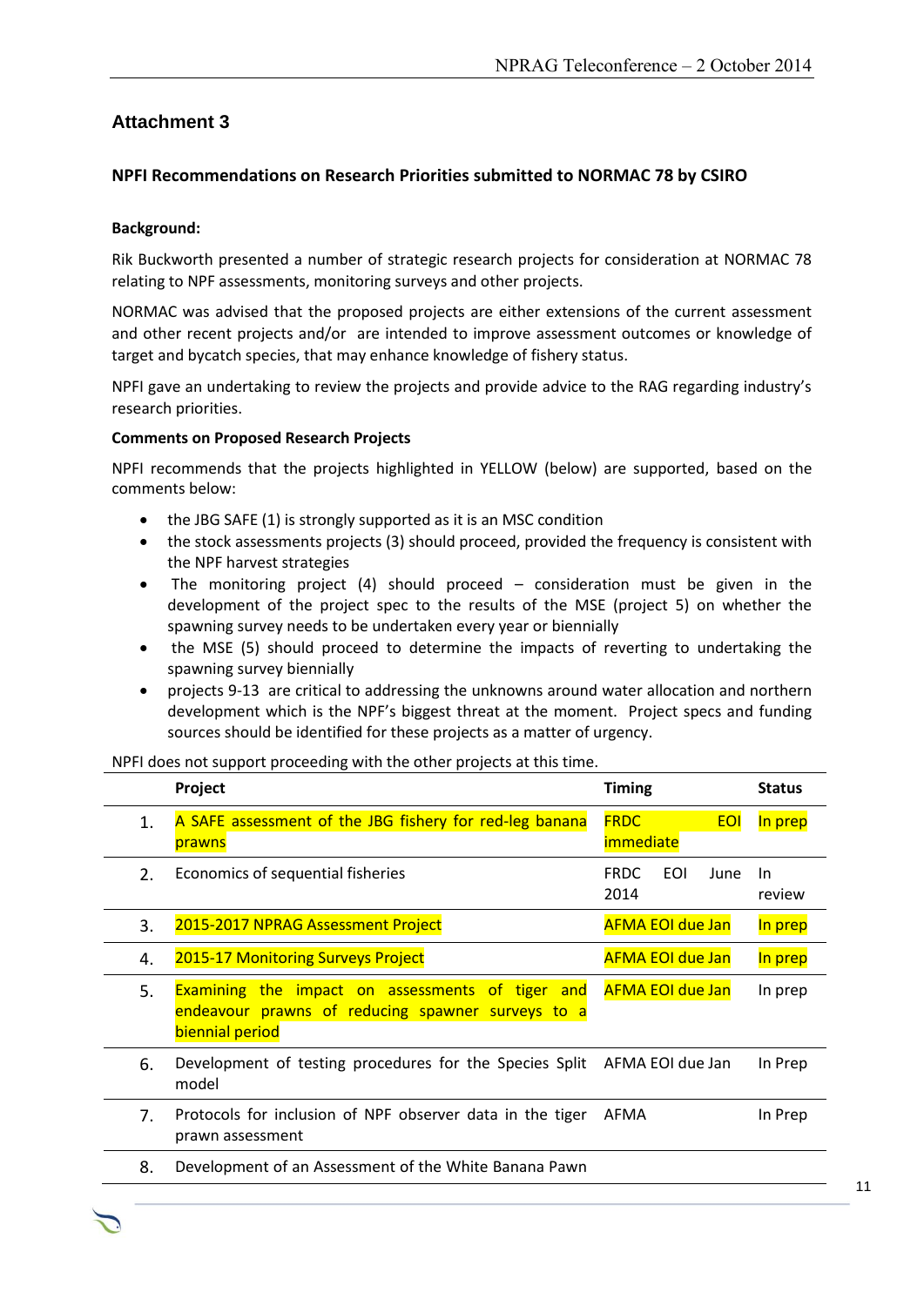## Attachment 3

### NPFI Recommendations on Research Priorities submitted to NORMAC 78 by CSIRO

**Background:**

Rik Buckworth presented a number of strategic research projects for consideration at NORMAC 78 relating to NPF assessments, monitoring surveys and other projects.

NORMAC was advised that the proposed projects are either extensions of the current assessment and other recent projects and/or are intended to improve assessment outcomes or knowledge of target and bycatch species, that may enhance knowledge of fishery status.

NPFI gave an undertaking to review the projects and provide advice to the RAG regarding industry's research priorities.

**Comments on Proposed Research Projects**

NPFI recommends that the projects highlighted in YELLOW (below) are supported, based on the comments below:

- the JBG SAFE (1) is strongly supported as it is an MSC condition
- the stock assessments projects (3) should proceed, provided the frequency is consistent with the NPF harvest strategies
- The monitoring project (4) should proceed – consideration must be given in the development of the project spec to the results of the MSE (project 5) on whether the spawning survey needs to be undertaken every year or biennially
- the MSE (5) should proceed to determine the impacts of reverting to undertaking the spawning survey biennially
- projects 9-13 are critical to addressing the unknowns around water allocation and northern development which is the NPF's biggest threat at the moment. Project specs and funding sources should be identified for these projects as a matter of urgency.

NPFI does not support proceeding with the other projects at this time.

| | Project | Timing | Status |
|---|---|---|---|
| 1. | A SAFE assessment of the JBG fishery for red-leg banana prawns | FRDC EOI immediate | In prep |
| 2. | Economics of sequential fisheries | FRDC EOI June 2014 | In review |
| 3. | 2015-2017 NPRAG Assessment Project | AFMA EOI due Jan | In prep |
| 4. | 2015-17 Monitoring Surveys Project | AFMA EOI due Jan | In prep |
| 5. | Examining the impact on assessments of tiger and endeavour prawns of reducing spawner surveys to a biennial period | AFMA EOI due Jan | In prep |
| 6. | Development of testing procedures for the Species Split model | AFMA EOI due Jan | In Prep |
| 7. | Protocols for inclusion of NPF observer data in the tiger prawn assessment | AFMA | In Prep |
| 8. | Development of an Assessment of the White Banana Pawn | | |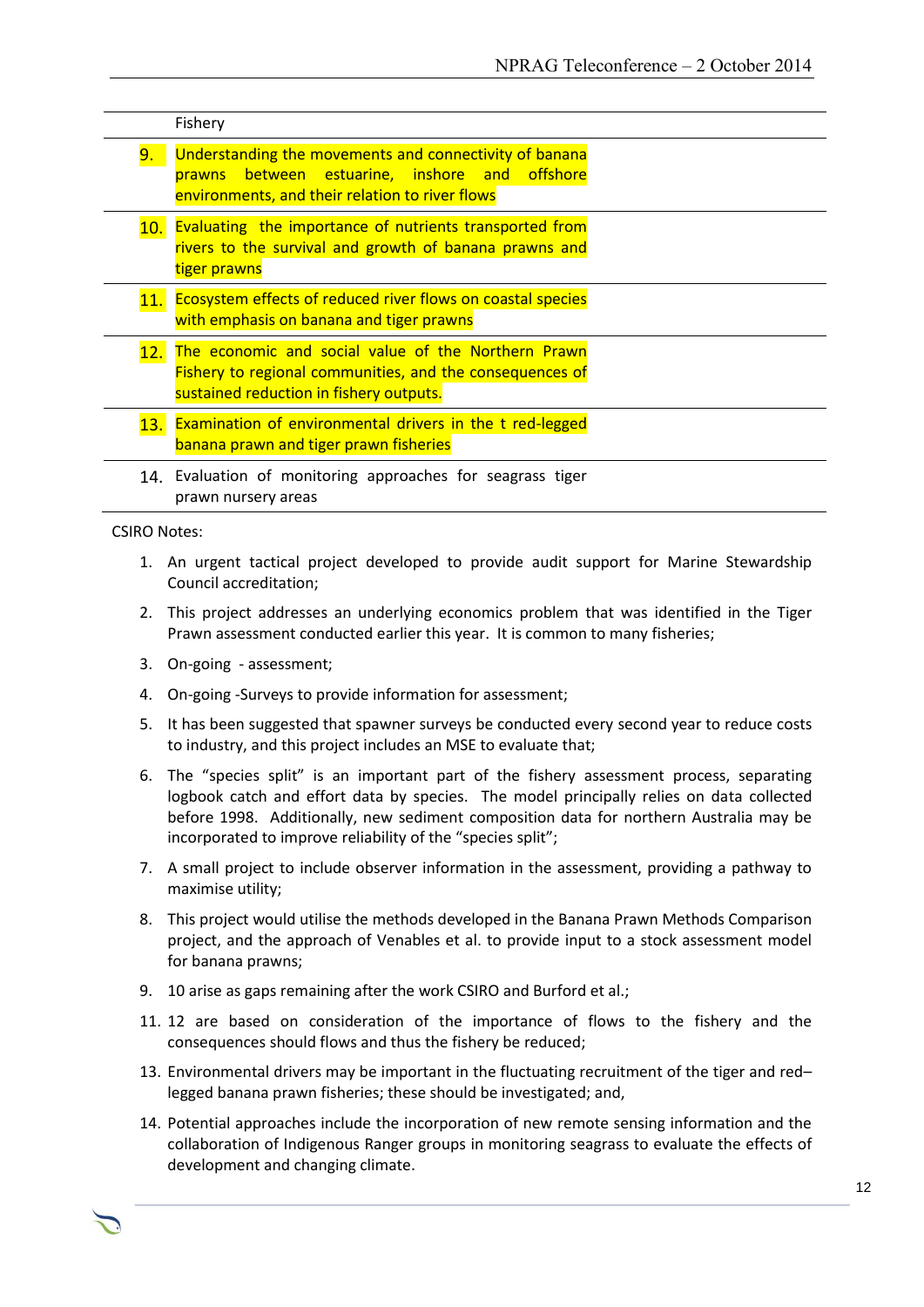| | Fishery |
|---|---|
| 9. | Understanding the movements and connectivity of banana prawns between estuarine, inshore and offshore environments, and their relation to river flows |
| 10. | Evaluating the importance of nutrients transported from rivers to the survival and growth of banana prawns and tiger prawns |
| 11. | Ecosystem effects of reduced river flows on coastal species with emphasis on banana and tiger prawns |
| 12. | The economic and social value of the Northern Prawn Fishery to regional communities, and the consequences of sustained reduction in fishery outputs. |
| 13. | Examination of environmental drivers in the t red-legged banana prawn and tiger prawn fisheries |
| 14. | Evaluation of monitoring approaches for seagrass tiger prawn nursery areas |

CSIRO Notes:

1. An urgent tactical project developed to provide audit support for Marine Stewardship Council accreditation;
2. This project addresses an underlying economics problem that was identified in the Tiger Prawn assessment conducted earlier this year. It is common to many fisheries;
3. On-going - assessment;
4. On-going -Surveys to provide information for assessment;
5. It has been suggested that spawner surveys be conducted every second year to reduce costs to industry, and this project includes an MSE to evaluate that;
6. The "species split" is an important part of the fishery assessment process, separating logbook catch and effort data by species. The model principally relies on data collected before 1998. Additionally, new sediment composition data for northern Australia may be incorporated to improve reliability of the "species split";
7. A small project to include observer information in the assessment, providing a pathway to maximise utility;
8. This project would utilise the methods developed in the Banana Prawn Methods Comparison project, and the approach of Venables et al. to provide input to a stock assessment model for banana prawns;
9. 10 arise as gaps remaining after the work CSIRO and Burford et al.;
11. 12 are based on consideration of the importance of flows to the fishery and the consequences should flows and thus the fishery be reduced;
13. Environmental drivers may be important in the fluctuating recruitment of the tiger and red–legged banana prawn fisheries; these should be investigated; and,
14. Potential approaches include the incorporation of new remote sensing information and the collaboration of Indigenous Ranger groups in monitoring seagrass to evaluate the effects of development and changing climate.